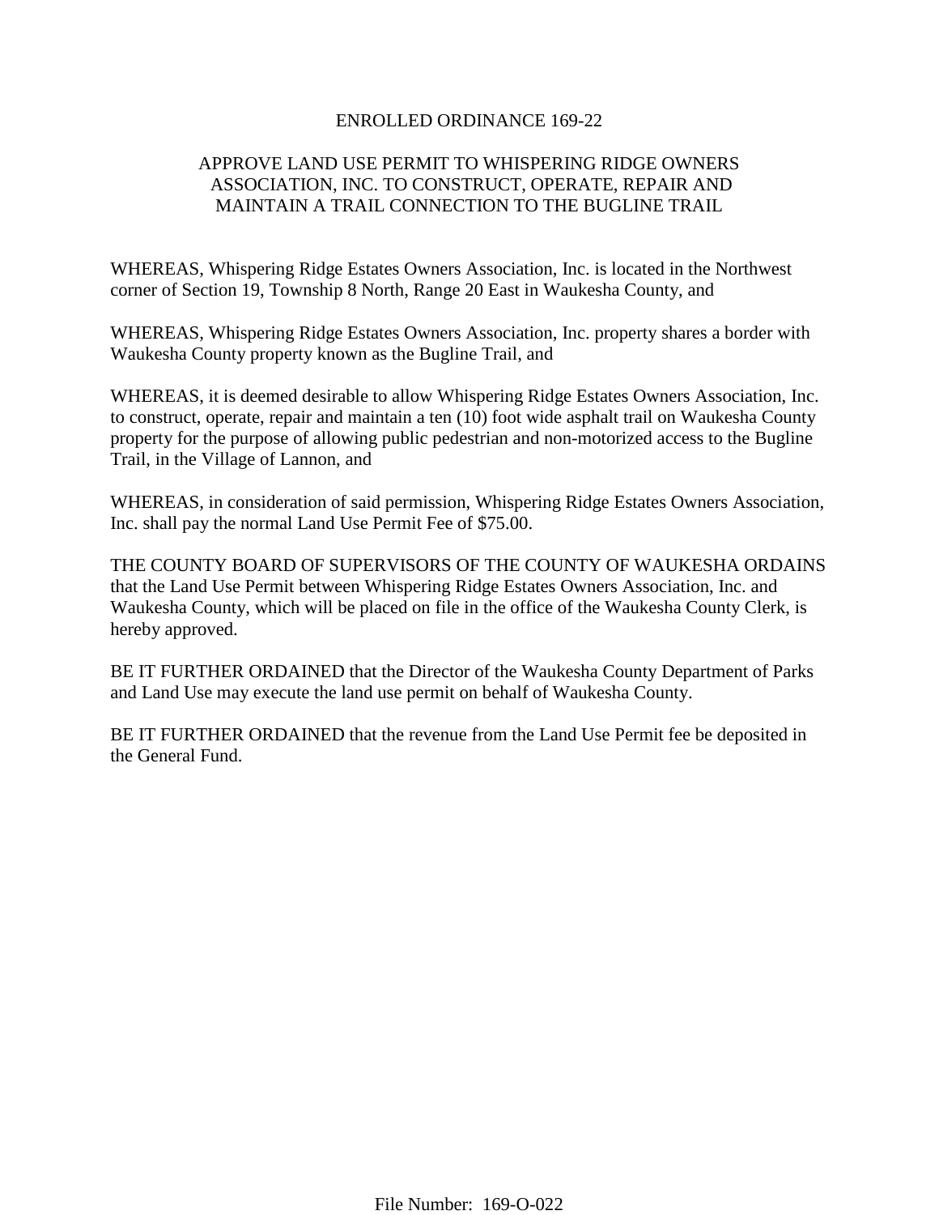# ENROLLED ORDINANCE 169-22

## APPROVE LAND USE PERMIT TO WHISPERING RIDGE OWNERS ASSOCIATION, INC. TO CONSTRUCT, OPERATE, REPAIR AND MAINTAIN A TRAIL CONNECTION TO THE BUGLINE TRAIL

WHEREAS, Whispering Ridge Estates Owners Association, Inc. is located in the Northwest corner of Section 19, Township 8 North, Range 20 East in Waukesha County, and

WHEREAS, Whispering Ridge Estates Owners Association, Inc. property shares a border with Waukesha County property known as the Bugline Trail, and

WHEREAS, it is deemed desirable to allow Whispering Ridge Estates Owners Association, Inc. to construct, operate, repair and maintain a ten (10) foot wide asphalt trail on Waukesha County property for the purpose of allowing public pedestrian and non-motorized access to the Bugline Trail, in the Village of Lannon, and

WHEREAS, in consideration of said permission, Whispering Ridge Estates Owners Association, Inc. shall pay the normal Land Use Permit Fee of $75.00.

THE COUNTY BOARD OF SUPERVISORS OF THE COUNTY OF WAUKESHA ORDAINS that the Land Use Permit between Whispering Ridge Estates Owners Association, Inc. and Waukesha County, which will be placed on file in the office of the Waukesha County Clerk, is hereby approved.

BE IT FURTHER ORDAINED that the Director of the Waukesha County Department of Parks and Land Use may execute the land use permit on behalf of Waukesha County.

BE IT FURTHER ORDAINED that the revenue from the Land Use Permit fee be deposited in the General Fund.

File Number: 169-O-022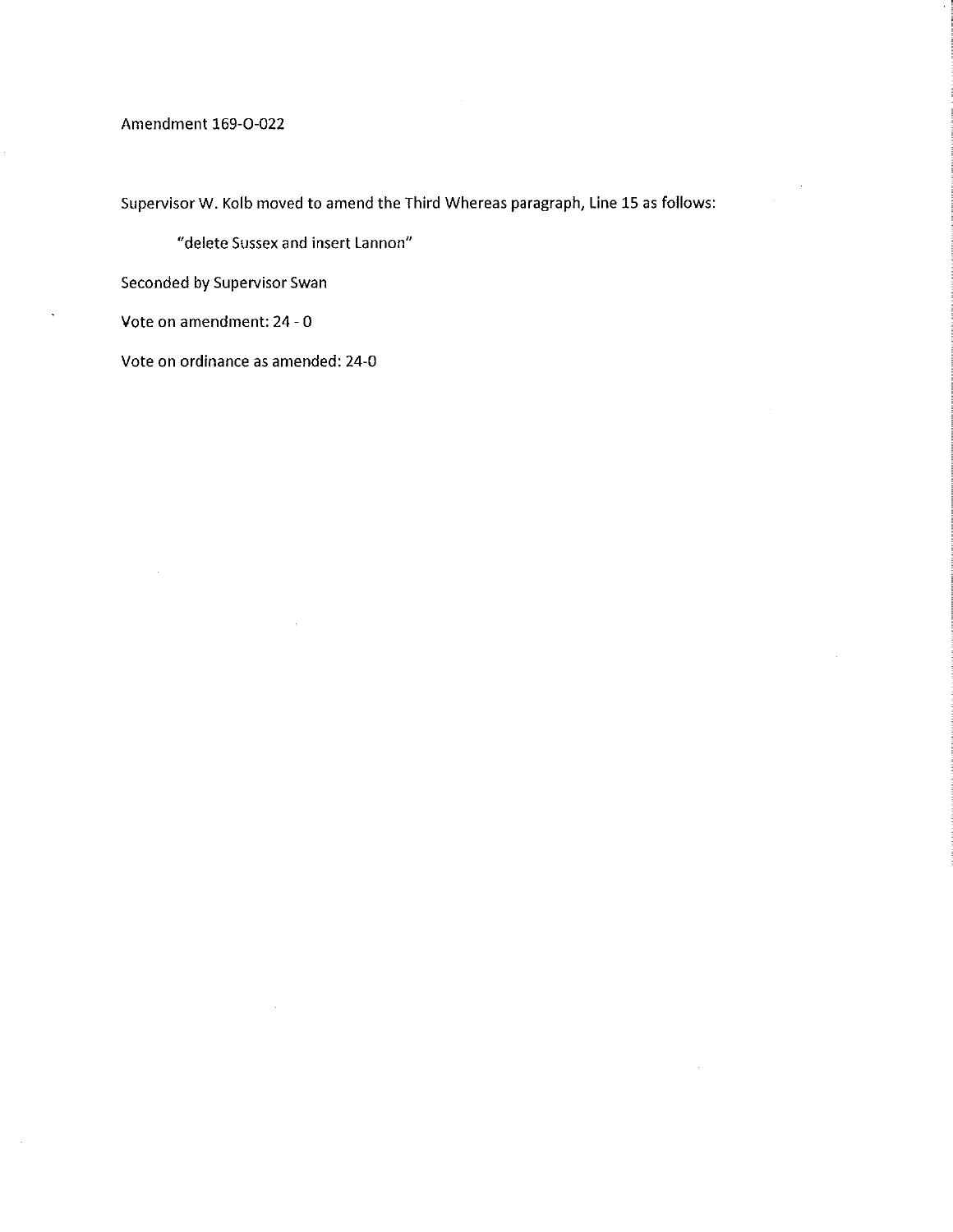Amendment 169-O-022

Supervisor W. Kolb moved to amend the Third Whereas paragraph, Line 15 as follows:

> "delete Sussex and insert Lannon"

Seconded by Supervisor Swan

Vote on amendment: 24 - 0

Vote on ordinance as amended: 24-0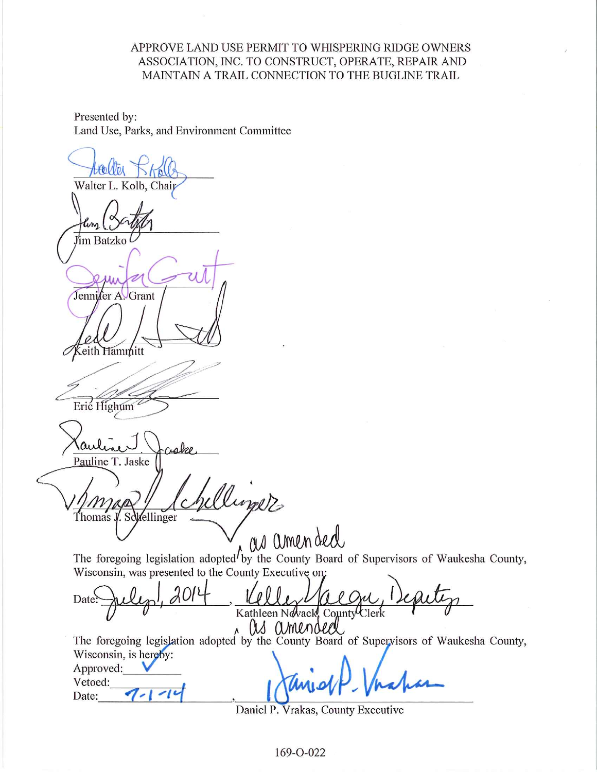APPROVE LAND USE PERMIT TO WHISPERING RIDGE OWNERS ASSOCIATION, INC. TO CONSTRUCT, OPERATE, REPAIR AND MAINTAIN A TRAIL CONNECTION TO THE BUGLINE TRAIL

Presented by:
Land Use, Parks, and Environment Committee

Walter L. Kolb, Chair

Jim Batzko

Jennifer A. Grant

Keith Hammitt

Eric Highum

Pauline T. Jaske

Thomas J. Schellinger

The foregoing legislation adopted as amended by the County Board of Supervisors of Waukesha County, Wisconsin, was presented to the County Executive on:

Date: July 1, 2014, Kelly Yaeger, Deputy
Kathleen Novack, County Clerk

The foregoing legislation adopted as amended by the County Board of Supervisors of Waukesha County, Wisconsin, is hereby:

Approved: ✓

Vetoed:

Date: 7-1-14, Daniel P. Vrakas
Daniel P. Vrakas, County Executive

169-O-022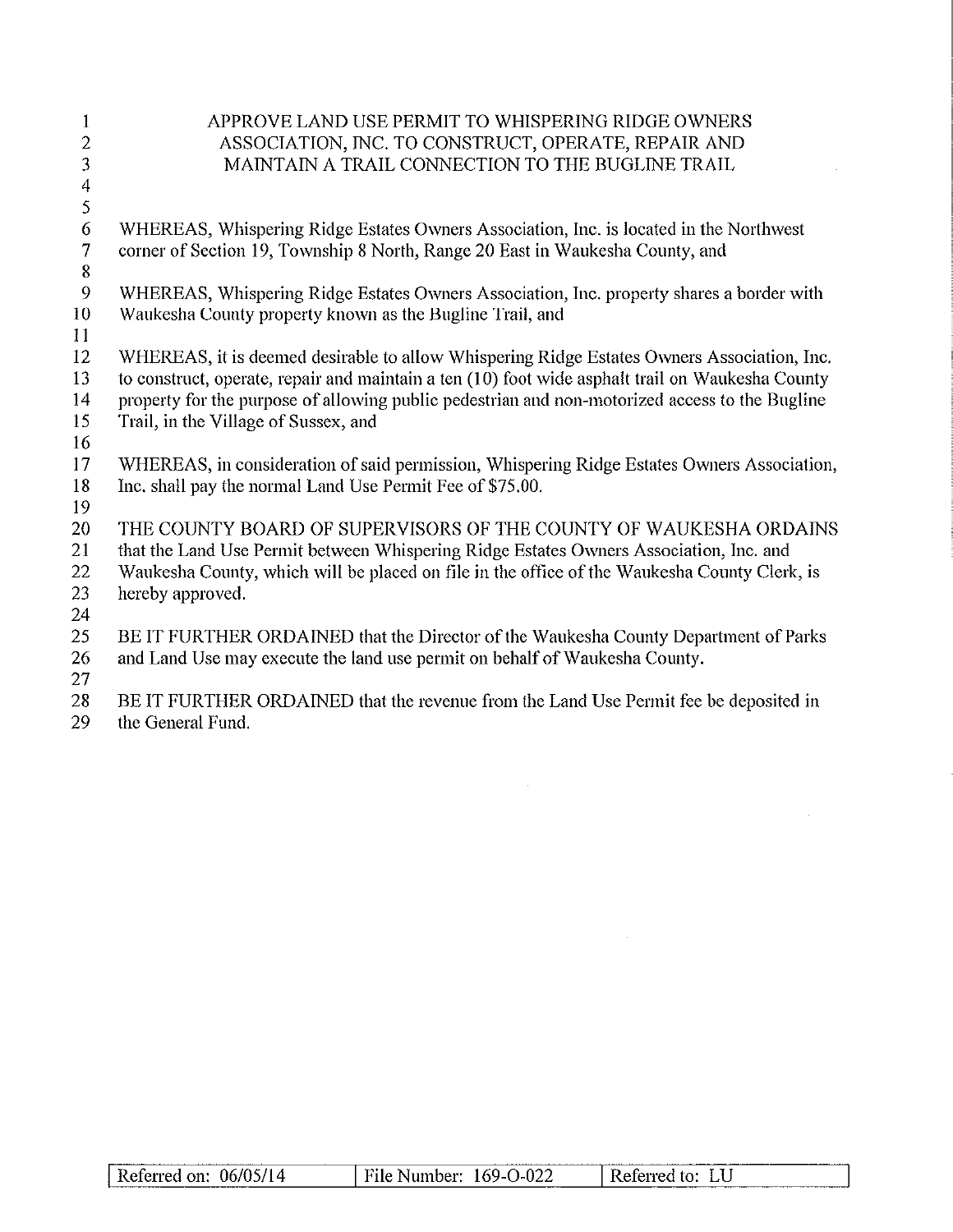# APPROVE LAND USE PERMIT TO WHISPERING RIDGE OWNERS ASSOCIATION, INC. TO CONSTRUCT, OPERATE, REPAIR AND MAINTAIN A TRAIL CONNECTION TO THE BUGLINE TRAIL

WHEREAS, Whispering Ridge Estates Owners Association, Inc. is located in the Northwest corner of Section 19, Township 8 North, Range 20 East in Waukesha County, and

WHEREAS, Whispering Ridge Estates Owners Association, Inc. property shares a border with Waukesha County property known as the Bugline Trail, and

WHEREAS, it is deemed desirable to allow Whispering Ridge Estates Owners Association, Inc. to construct, operate, repair and maintain a ten (10) foot wide asphalt trail on Waukesha County property for the purpose of allowing public pedestrian and non-motorized access to the Bugline Trail, in the Village of Sussex, and

WHEREAS, in consideration of said permission, Whispering Ridge Estates Owners Association, Inc. shall pay the normal Land Use Permit Fee of $75.00.

THE COUNTY BOARD OF SUPERVISORS OF THE COUNTY OF WAUKESHA ORDAINS that the Land Use Permit between Whispering Ridge Estates Owners Association, Inc. and Waukesha County, which will be placed on file in the office of the Waukesha County Clerk, is hereby approved.

BE IT FURTHER ORDAINED that the Director of the Waukesha County Department of Parks and Land Use may execute the land use permit on behalf of Waukesha County.

BE IT FURTHER ORDAINED that the revenue from the Land Use Permit fee be deposited in the General Fund.

| Referred on: 06/05/14 | File Number: 169-O-022 | Referred to: LU |
|---|---|---|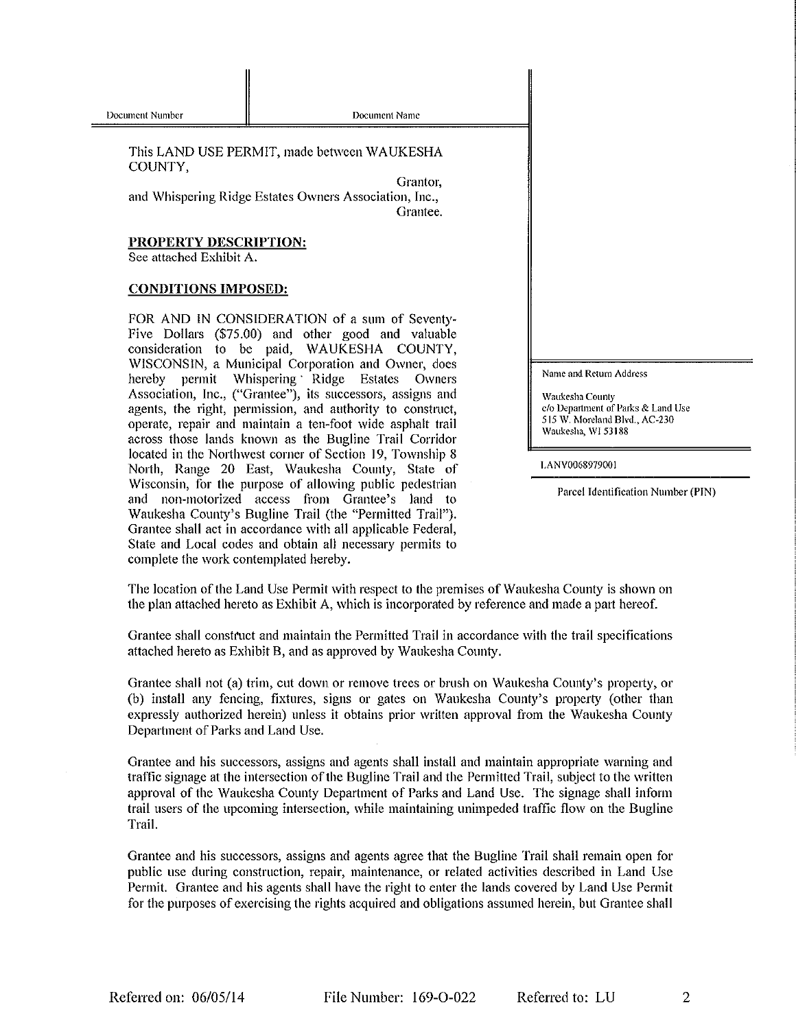| Document Number | Document Name |
|---|---|

This LAND USE PERMIT, made between WAUKESHA COUNTY,

Grantor,

and Whispering Ridge Estates Owners Association, Inc.,

Grantee.

**PROPERTY DESCRIPTION:**
See attached Exhibit A.

**CONDITIONS IMPOSED:**

FOR AND IN CONSIDERATION of a sum of Seventy-Five Dollars ($75.00) and other good and valuable consideration to be paid, WAUKESHA COUNTY, WISCONSIN, a Municipal Corporation and Owner, does hereby permit Whispering Ridge Estates Owners Association, Inc., ("Grantee"), its successors, assigns and agents, the right, permission, and authority to construct, operate, repair and maintain a ten-foot wide asphalt trail across those lands known as the Bugline Trail Corridor located in the Northwest corner of Section 19, Township 8 North, Range 20 East, Waukesha County, State of Wisconsin, for the purpose of allowing public pedestrian and non-motorized access from Grantee's land to Waukesha County's Bugline Trail (the "Permitted Trail"). Grantee shall act in accordance with all applicable Federal, State and Local codes and obtain all necessary permits to complete the work contemplated hereby.

Name and Return Address

Waukesha County
c/o Department of Parks & Land Use
515 W. Moreland Blvd., AC-230
Waukesha, WI 53188

LANV0068979001

Parcel Identification Number (PIN)

The location of the Land Use Permit with respect to the premises of Waukesha County is shown on the plan attached hereto as Exhibit A, which is incorporated by reference and made a part hereof.

Grantee shall construct and maintain the Permitted Trail in accordance with the trail specifications attached hereto as Exhibit B, and as approved by Waukesha County.

Grantee shall not (a) trim, cut down or remove trees or brush on Waukesha County's property, or (b) install any fencing, fixtures, signs or gates on Waukesha County's property (other than expressly authorized herein) unless it obtains prior written approval from the Waukesha County Department of Parks and Land Use.

Grantee and his successors, assigns and agents shall install and maintain appropriate warning and traffic signage at the intersection of the Bugline Trail and the Permitted Trail, subject to the written approval of the Waukesha County Department of Parks and Land Use. The signage shall inform trail users of the upcoming intersection, while maintaining unimpeded traffic flow on the Bugline Trail.

Grantee and his successors, assigns and agents agree that the Bugline Trail shall remain open for public use during construction, repair, maintenance, or related activities described in Land Use Permit. Grantee and his agents shall have the right to enter the lands covered by Land Use Permit for the purposes of exercising the rights acquired and obligations assumed herein, but Grantee shall

Referred on: 06/05/14 File Number: 169-O-022 Referred to: LU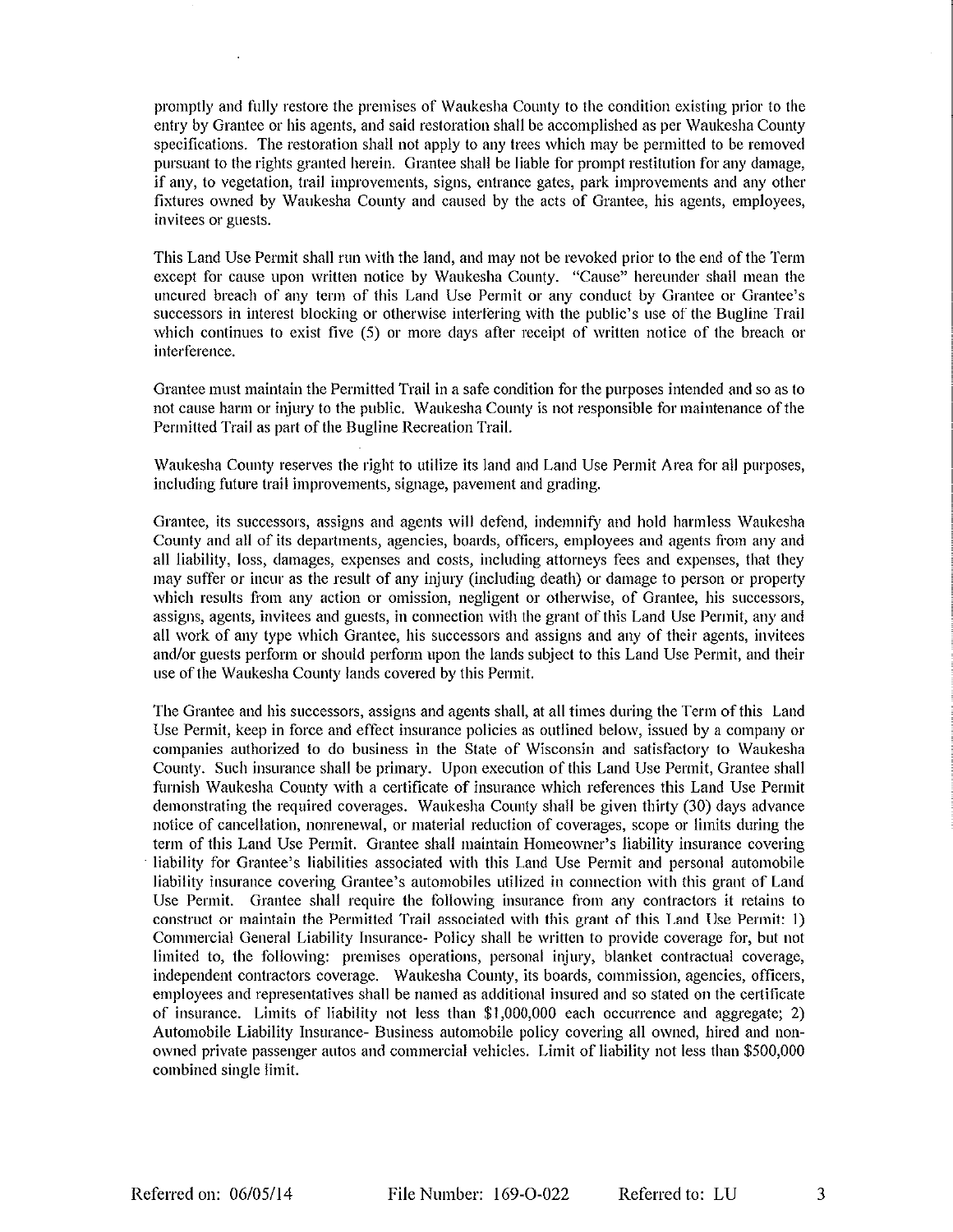promptly and fully restore the premises of Waukesha County to the condition existing prior to the entry by Grantee or his agents, and said restoration shall be accomplished as per Waukesha County specifications. The restoration shall not apply to any trees which may be permitted to be removed pursuant to the rights granted herein. Grantee shall be liable for prompt restitution for any damage, if any, to vegetation, trail improvements, signs, entrance gates, park improvements and any other fixtures owned by Waukesha County and caused by the acts of Grantee, his agents, employees, invitees or guests.

This Land Use Permit shall run with the land, and may not be revoked prior to the end of the Term except for cause upon written notice by Waukesha County. "Cause" hereunder shall mean the uncured breach of any term of this Land Use Permit or any conduct by Grantee or Grantee's successors in interest blocking or otherwise interfering with the public's use of the Bugline Trail which continues to exist five (5) or more days after receipt of written notice of the breach or interference.

Grantee must maintain the Permitted Trail in a safe condition for the purposes intended and so as to not cause harm or injury to the public. Waukesha County is not responsible for maintenance of the Permitted Trail as part of the Bugline Recreation Trail.

Waukesha County reserves the right to utilize its land and Land Use Permit Area for all purposes, including future trail improvements, signage, pavement and grading.

Grantee, its successors, assigns and agents will defend, indemnify and hold harmless Waukesha County and all of its departments, agencies, boards, officers, employees and agents from any and all liability, loss, damages, expenses and costs, including attorneys fees and expenses, that they may suffer or incur as the result of any injury (including death) or damage to person or property which results from any action or omission, negligent or otherwise, of Grantee, his successors, assigns, agents, invitees and guests, in connection with the grant of this Land Use Permit, any and all work of any type which Grantee, his successors and assigns and any of their agents, invitees and/or guests perform or should perform upon the lands subject to this Land Use Permit, and their use of the Waukesha County lands covered by this Permit.

The Grantee and his successors, assigns and agents shall, at all times during the Term of this Land Use Permit, keep in force and effect insurance policies as outlined below, issued by a company or companies authorized to do business in the State of Wisconsin and satisfactory to Waukesha County. Such insurance shall be primary. Upon execution of this Land Use Permit, Grantee shall furnish Waukesha County with a certificate of insurance which references this Land Use Permit demonstrating the required coverages. Waukesha County shall be given thirty (30) days advance notice of cancellation, nonrenewal, or material reduction of coverages, scope or limits during the term of this Land Use Permit. Grantee shall maintain Homeowner's liability insurance covering liability for Grantee's liabilities associated with this Land Use Permit and personal automobile liability insurance covering Grantee's automobiles utilized in connection with this grant of Land Use Permit. Grantee shall require the following insurance from any contractors it retains to construct or maintain the Permitted Trail associated with this grant of this Land Use Permit: 1) Commercial General Liability Insurance- Policy shall be written to provide coverage for, but not limited to, the following: premises operations, personal injury, blanket contractual coverage, independent contractors coverage. Waukesha County, its boards, commission, agencies, officers, employees and representatives shall be named as additional insured and so stated on the certificate of insurance. Limits of liability not less than $1,000,000 each occurrence and aggregate; 2) Automobile Liability Insurance- Business automobile policy covering all owned, hired and non-owned private passenger autos and commercial vehicles. Limit of liability not less than $500,000 combined single limit.

Referred on: 06/05/14 File Number: 169-O-022 Referred to: LU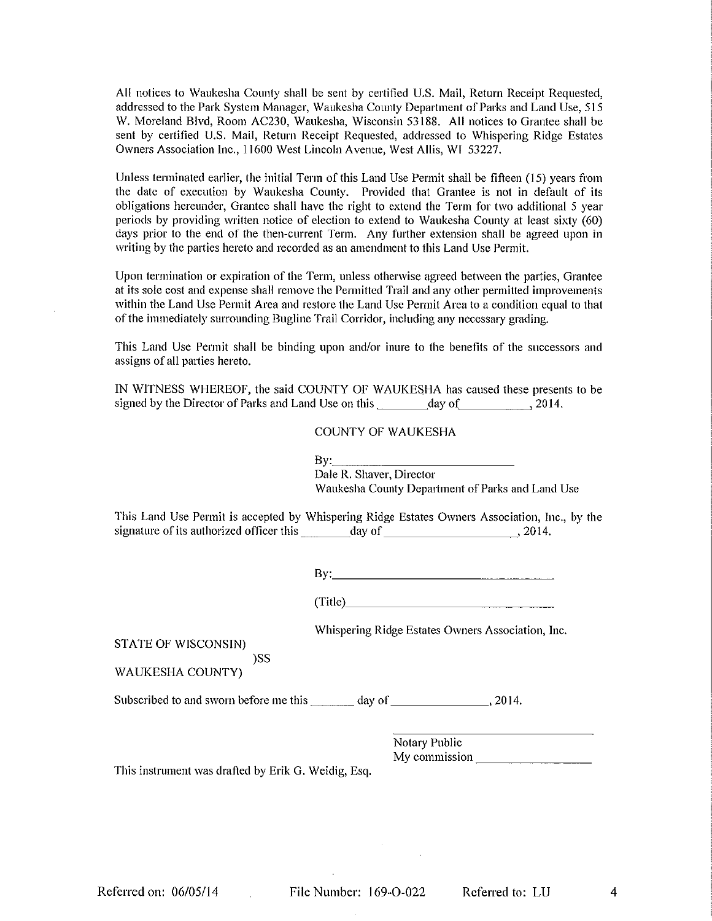All notices to Waukesha County shall be sent by certified U.S. Mail, Return Receipt Requested, addressed to the Park System Manager, Waukesha County Department of Parks and Land Use, 515 W. Moreland Blvd, Room AC230, Waukesha, Wisconsin 53188. All notices to Grantee shall be sent by certified U.S. Mail, Return Receipt Requested, addressed to Whispering Ridge Estates Owners Association Inc., 11600 West Lincoln Avenue, West Allis, WI 53227.

Unless terminated earlier, the initial Term of this Land Use Permit shall be fifteen (15) years from the date of execution by Waukesha County. Provided that Grantee is not in default of its obligations hereunder, Grantee shall have the right to extend the Term for two additional 5 year periods by providing written notice of election to extend to Waukesha County at least sixty (60) days prior to the end of the then-current Term. Any further extension shall be agreed upon in writing by the parties hereto and recorded as an amendment to this Land Use Permit.

Upon termination or expiration of the Term, unless otherwise agreed between the parties, Grantee at its sole cost and expense shall remove the Permitted Trail and any other permitted improvements within the Land Use Permit Area and restore the Land Use Permit Area to a condition equal to that of the immediately surrounding Bugline Trail Corridor, including any necessary grading.

This Land Use Permit shall be binding upon and/or inure to the benefits of the successors and assigns of all parties hereto.

IN WITNESS WHEREOF, the said COUNTY OF WAUKESHA has caused these presents to be signed by the Director of Parks and Land Use on this ________ day of ___________, 2014.

COUNTY OF WAUKESHA

By: ____________________________

Dale R. Shaver, Director
Waukesha County Department of Parks and Land Use

This Land Use Permit is accepted by Whispering Ridge Estates Owners Association, Inc., by the signature of its authorized officer this ________ day of ____________________, 2014.

By: ____________________________

(Title) ____________________________

Whispering Ridge Estates Owners Association, Inc.

STATE OF WISCONSIN)
)SS
WAUKESHA COUNTY)

Subscribed to and sworn before me this _______ day of _______________, 2014.

____________________________
Notary Public
My commission ________________

This instrument was drafted by Erik G. Weidig, Esq.

Referred on: 06/05/14 File Number: 169-O-022 Referred to: LU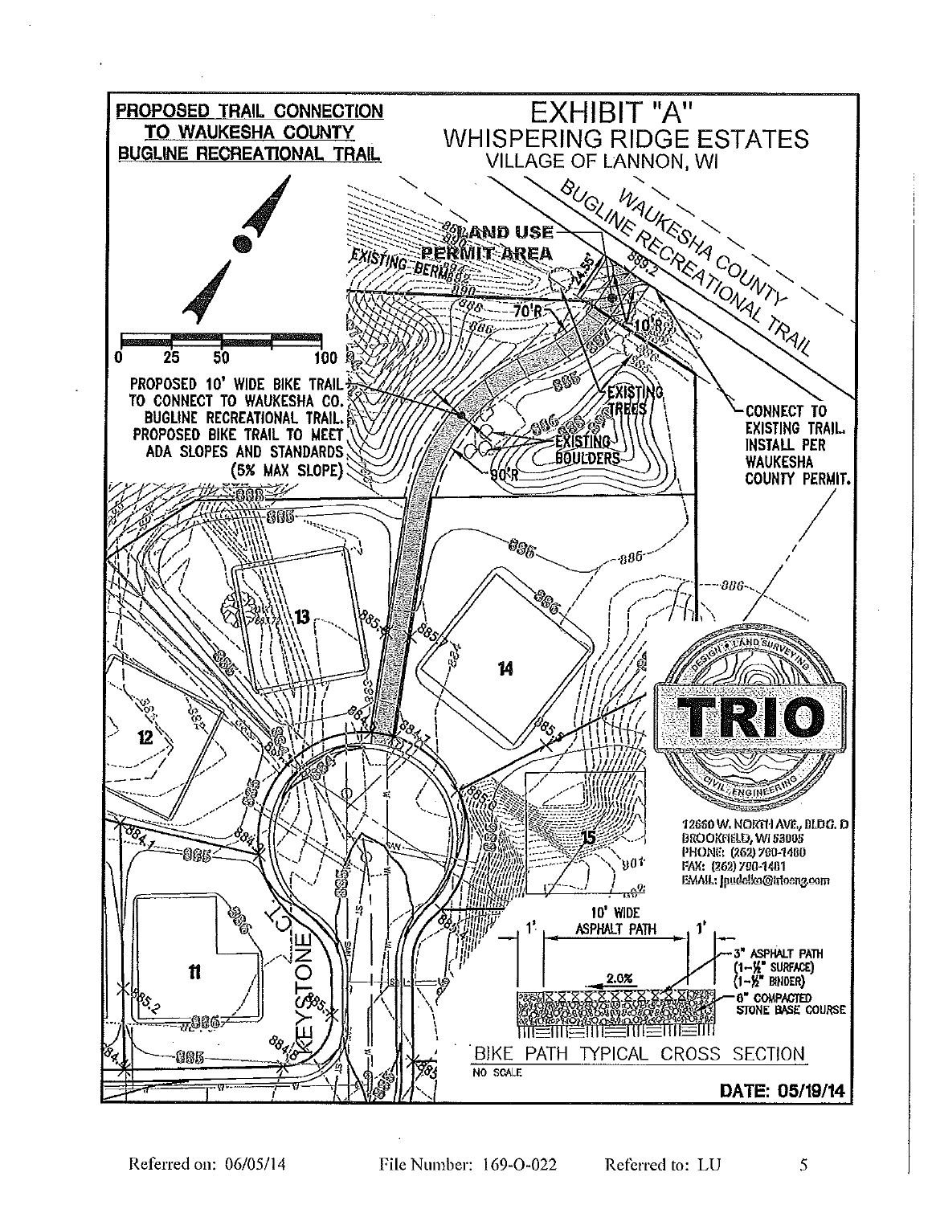**PROPOSED TRAIL CONNECTION TO WAUKESHA COUNTY BUGLINE RECREATIONAL TRAIL**

# EXHIBIT "A"

## WHISPERING RIDGE ESTATES

VILLAGE OF LANNON, WI

WAUKESHA COUNTY BUGLINE RECREATIONAL TRAIL

LAND USE PERMIT AREA

EXISTING BERM

70'R

10'R

24.55'

PROPOSED 10' WIDE BIKE TRAIL TO CONNECT TO WAUKESHA CO. BUGLINE RECREATIONAL TRAIL. PROPOSED BIKE TRAIL TO MEET ADA SLOPES AND STANDARDS (5% MAX SLOPE)

EXISTING TREES

EXISTING BOULDERS

90'R

CONNECT TO EXISTING TRAIL. INSTALL PER WAUKESHA COUNTY PERMIT.

0 25 50 100

11

12

13

14

15

KEYSTONE CT

TRIO

DESIGN • LAND SURVEYING • CIVIL ENGINEERING

12660 W. NORTH AVE., BLDG. D
BROOKFIELD, WI 53005
PHONE: (262) 790-1480
FAX: (262) 790-1481
EMAIL: jpudelko@trioeng.com

10' WIDE ASPHALT PATH

1' 1'

2.0%

3" ASPHALT PATH (1-½" SURFACE) (1-½" BINDER)

6" COMPACTED STONE BASE COURSE

BIKE PATH TYPICAL CROSS SECTION

NO SCALE

**DATE: 05/19/14**

Referred on: 06/05/14 File Number: 169-O-022 Referred to: LU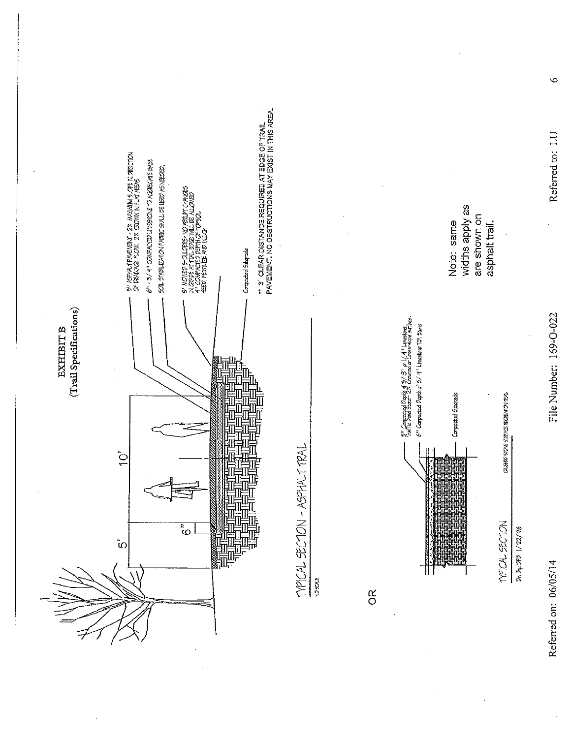# EXHIBIT B
## (Trail Specifications)

5'

10'

6"

3" ASPHALT PAVEMENT - 2% MAXIMUM SLOPE IN DIRECTION OF DRAINAGE FLOW. 2% CROWN IN FLAT AREAS

6" - 3/4" COMPACTED LIMESTONE TB AGGREGATE BASE

SOIL STABILIZATION FABRIC SHALL BE USED AS NEEDED.

5' MOWED SHOULDERS- NO ABRUPT CHANGES IN GRADE AT TRAIL EDGE WILL BE ALLOWED 4" COMPACTED DEPTH OF TOPSOIL SEED, FERTILIZE AND MULCH

Compacted Subgrade

** 3' CLEAR DISTANCE REQUIRED AT EDGE OF TRAIL PAVEMENT. NO OBSTRUCTIONS MAY EXIST IN THIS AREA.

TYPICAL SECTION - ASPHALT TRAIL

NO SCALE

OR

3" Compacted Depth of 3/8" or 1/4" Limestone Traffic Bond Stone- 2% Crowned or Cross-slope surface.

6" Compacted Depth of 3/4" Limestone TB Stone

Compacted Subgrade

TYPICAL SECTION

CRUSHED STONE SURFACE RECREATION TRAIL

Dr. By: JFB 1/22/96

Note: same widths apply as are shown on asphalt trail.

Referred on: 06/05/14

File Number: 169-O-022

Referred to: LU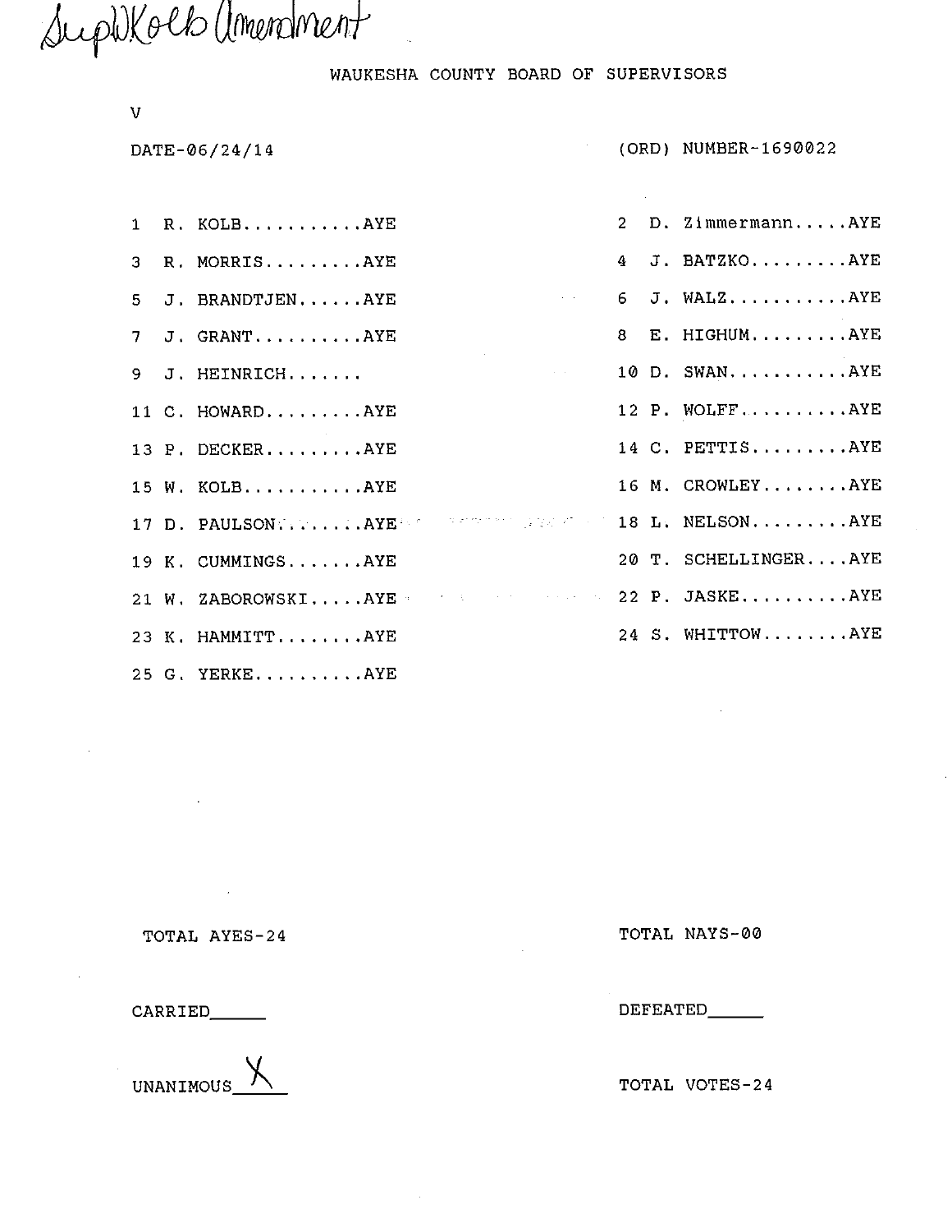Sup W. Kolb Amendment

WAUKESHA COUNTY BOARD OF SUPERVISORS

V

DATE-06/24/14 (ORD) NUMBER-1690022

1 R. KOLB...........AYE

2 D. Zimmermann.....AYE

3 R. MORRIS.........AYE

4 J. BATZKO.........AYE

5 J. BRANDTJEN......AYE

6 J. WALZ...........AYE

7 J. GRANT..........AYE

8 E. HIGHUM.........AYE

9 J. HEINRICH.......

10 D. SWAN...........AYE

11 C. HOWARD.........AYE

12 P. WOLFF..........AYE

13 P. DECKER.........AYE

14 C. PETTIS.........AYE

15 W. KOLB...........AYE

16 M. CROWLEY........AYE

17 D. PAULSON........AYE

18 L. NELSON.........AYE

19 K. CUMMINGS.......AYE

20 T. SCHELLINGER....AYE

21 W. ZABOROWSKI.....AYE

22 P. JASKE..........AYE

23 K. HAMMITT........AYE

24 S. WHITTOW........AYE

25 G. YERKE..........AYE

TOTAL AYES-24 TOTAL NAYS-00

CARRIED_____ DEFEATED_____

UNANIMOUS X TOTAL VOTES-24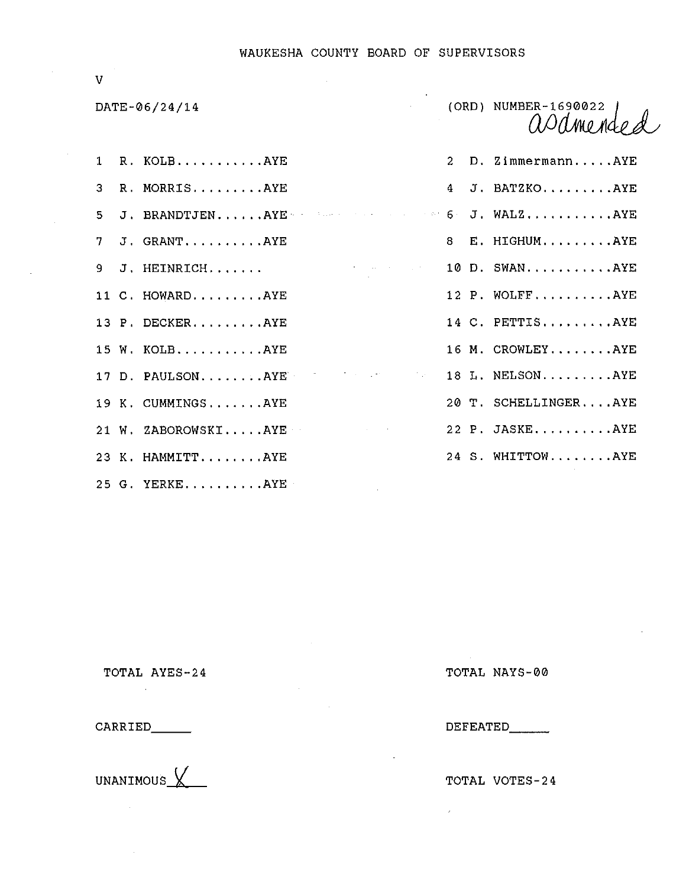# WAUKESHA COUNTY BOARD OF SUPERVISORS

V

DATE-06/24/14

(ORD) NUMBER-1690022 *as amended*

| | |
|---|---|
| 1 R. KOLB...........AYE | 2 D. Zimmermann.....AYE |
| 3 R. MORRIS.........AYE | 4 J. BATZKO.........AYE |
| 5 J. BRANDTJEN......AYE | 6 J. WALZ...........AYE |
| 7 J. GRANT..........AYE | 8 E. HIGHUM.........AYE |
| 9 J. HEINRICH....... | 10 D. SWAN...........AYE |
| 11 C. HOWARD.........AYE | 12 P. WOLFF..........AYE |
| 13 P. DECKER.........AYE | 14 C. PETTIS.........AYE |
| 15 W. KOLB...........AYE | 16 M. CROWLEY........AYE |
| 17 D. PAULSON........AYE | 18 L. NELSON.........AYE |
| 19 K. CUMMINGS.......AYE | 20 T. SCHELLINGER....AYE |
| 21 W. ZABOROWSKI.....AYE | 22 P. JASKE..........AYE |
| 23 K. HAMMITT........AYE | 24 S. WHITTOW........AYE |
| 25 G. YERKE..........AYE | |

TOTAL AYES-24

TOTAL NAYS-00

CARRIED_____

DEFEATED_____

UNANIMOUS X

TOTAL VOTES-24